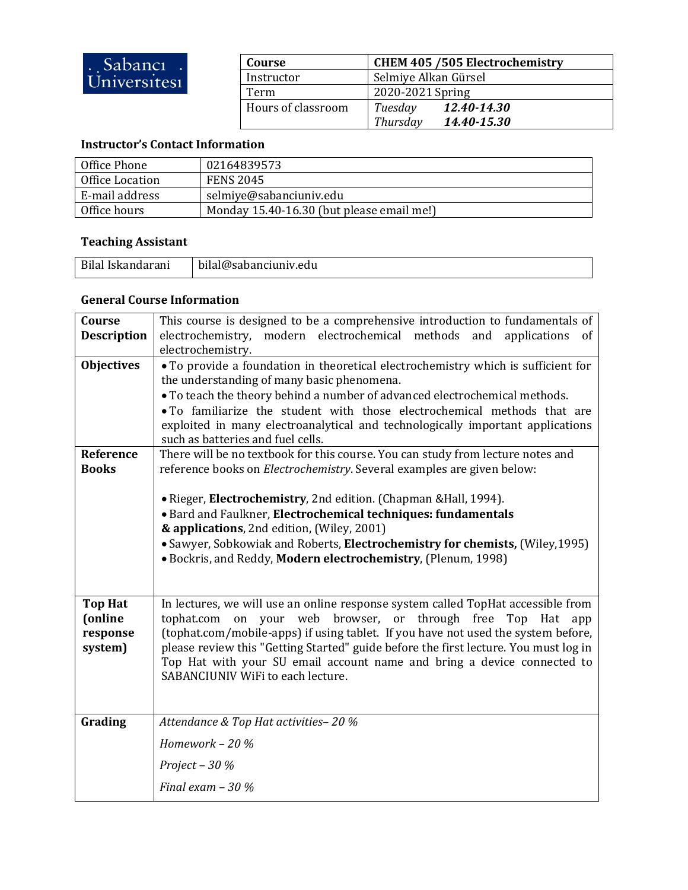Sabancı Üniversitesi

| Course | CHEM 405 /505 Electrochemistry |
|---|---|
| Instructor | Selmiye Alkan Gürsel |
| Term | 2020-2021 Spring |
| Hours of classroom | *Tuesday* ***12.40-14.30***<br>*Thursday* ***14.40-15.30*** |

### Instructor's Contact Information

| | |
|---|---|
| Office Phone | 02164839573 |
| Office Location | FENS 2045 |
| E-mail address | selmiye@sabanciuniv.edu |
| Office hours | Monday 15.40-16.30 (but please email me!) |

### Teaching Assistant

| | |
|---|---|
| Bilal Iskandarani | bilal@sabanciuniv.edu |

### General Course Information

| | |
|---|---|
| **Course Description** | This course is designed to be a comprehensive introduction to fundamentals of electrochemistry, modern electrochemical methods and applications of electrochemistry. |
| **Objectives** | • To provide a foundation in theoretical electrochemistry which is sufficient for the understanding of many basic phenomena.<br>• To teach the theory behind a number of advanced electrochemical methods.<br>• To familiarize the student with those electrochemical methods that are exploited in many electroanalytical and technologically important applications such as batteries and fuel cells. |
| **Reference Books** | There will be no textbook for this course. You can study from lecture notes and reference books on *Electrochemistry*. Several examples are given below:<br><br>• Rieger, **Electrochemistry**, 2nd edition. (Chapman &Hall, 1994).<br>• Bard and Faulkner, **Electrochemical techniques: fundamentals & applications**, 2nd edition, (Wiley, 2001)<br>• Sawyer, Sobkowiak and Roberts, **Electrochemistry for chemists,** (Wiley,1995)<br>• Bockris, and Reddy, **Modern electrochemistry**, (Plenum, 1998) |
| **Top Hat (online response system)** | In lectures, we will use an online response system called TopHat accessible from tophat.com on your web browser, or through free Top Hat app (tophat.com/mobile-apps) if using tablet. If you have not used the system before, please review this "Getting Started" guide before the first lecture. You must log in Top Hat with your SU email account name and bring a device connected to SABANCIUNIV WiFi to each lecture. |
| **Grading** | *Attendance & Top Hat activities– 20 %*<br><br>*Homework – 20 %*<br><br>*Project – 30 %*<br><br>*Final exam – 30 %* |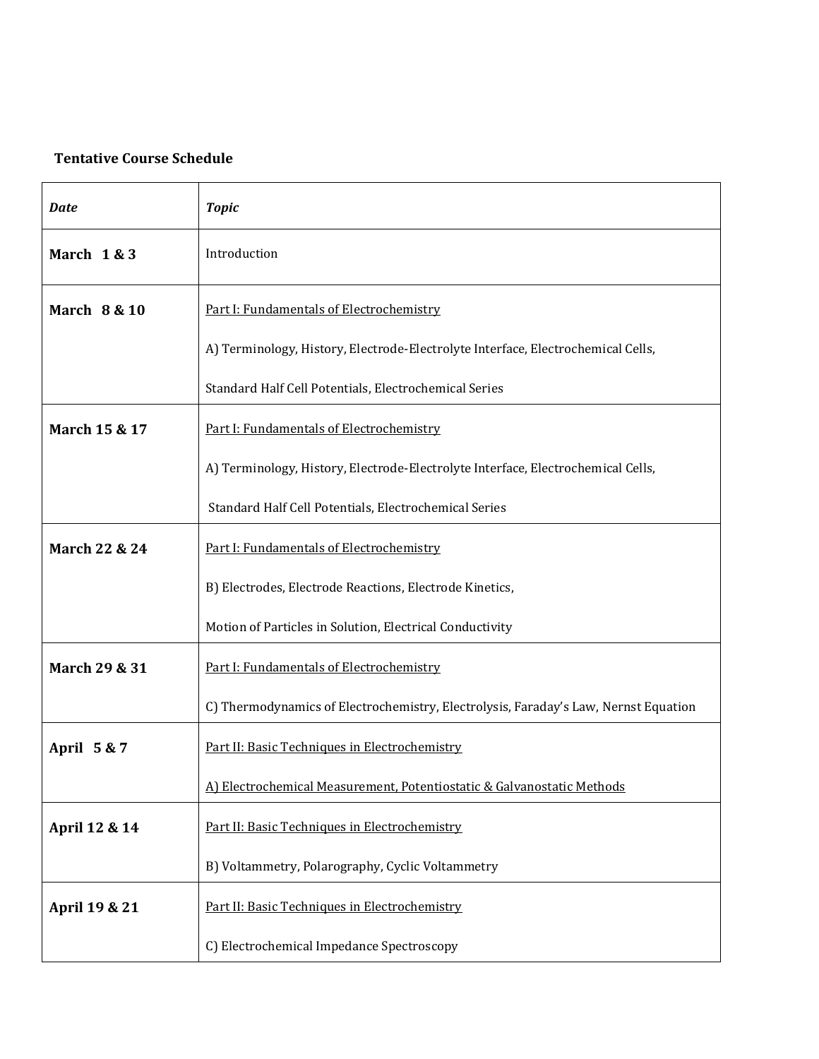**Tentative Course Schedule**

| *Date* | *Topic* |
|---|---|
| **March 1 & 3** | Introduction |
| **March 8 & 10** | Part I: Fundamentals of Electrochemistry<br>A) Terminology, History, Electrode-Electrolyte Interface, Electrochemical Cells,<br>Standard Half Cell Potentials, Electrochemical Series |
| **March 15 & 17** | Part I: Fundamentals of Electrochemistry<br>A) Terminology, History, Electrode-Electrolyte Interface, Electrochemical Cells,<br>Standard Half Cell Potentials, Electrochemical Series |
| **March 22 & 24** | Part I: Fundamentals of Electrochemistry<br>B) Electrodes, Electrode Reactions, Electrode Kinetics,<br>Motion of Particles in Solution, Electrical Conductivity |
| **March 29 & 31** | Part I: Fundamentals of Electrochemistry<br>C) Thermodynamics of Electrochemistry, Electrolysis, Faraday's Law, Nernst Equation |
| **April 5 & 7** | Part II: Basic Techniques in Electrochemistry<br>A) Electrochemical Measurement, Potentiostatic & Galvanostatic Methods |
| **April 12 & 14** | Part II: Basic Techniques in Electrochemistry<br>B) Voltammetry, Polarography, Cyclic Voltammetry |
| **April 19 & 21** | Part II: Basic Techniques in Electrochemistry<br>C) Electrochemical Impedance Spectroscopy |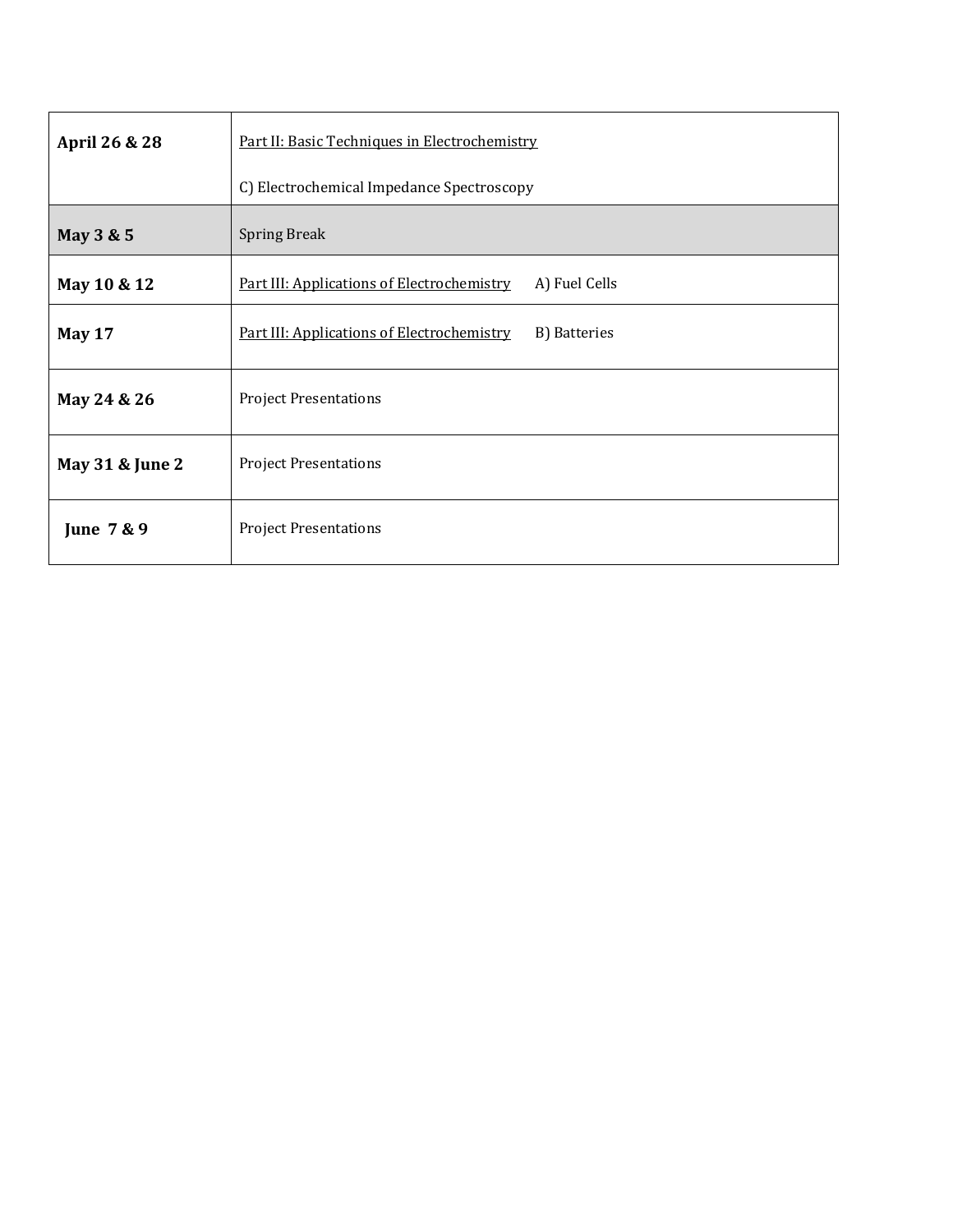| | |
|---|---|
| **April 26 & 28** | Part II: Basic Techniques in Electrochemistry<br><br>C) Electrochemical Impedance Spectroscopy |
| **May 3 & 5** | Spring Break |
| **May 10 & 12** | Part III: Applications of Electrochemistry A) Fuel Cells |
| **May 17** | Part III: Applications of Electrochemistry B) Batteries |
| **May 24 & 26** | Project Presentations |
| **May 31 & June 2** | Project Presentations |
| **June 7 & 9** | Project Presentations |